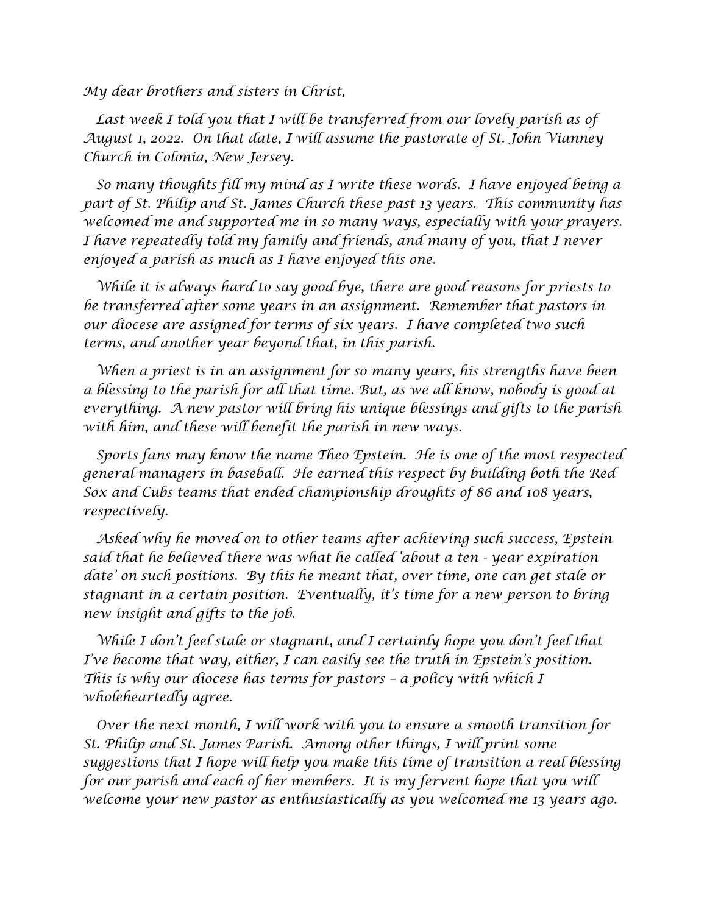*My dear brothers and sisters in Christ,*

*Last week I told you that I will be transferred from our lovely parish as of August 1, 2022. On that date, I will assume the pastorate of St. John Vianney Church in Colonia, New Jersey.*

*So many thoughts fill my mind as I write these words. I have enjoyed being a part of St. Philip and St. James Church these past 13 years. This community has welcomed me and supported me in so many ways, especially with your prayers. I have repeatedly told my family and friends, and many of you, that I never enjoyed a parish as much as I have enjoyed this one.*

*While it is always hard to say good bye, there are good reasons for priests to be transferred after some years in an assignment. Remember that pastors in our diocese are assigned for terms of six years. I have completed two such terms, and another year beyond that, in this parish.*

*When a priest is in an assignment for so many years, his strengths have been a blessing to the parish for all that time. But, as we all know, nobody is good at everything. A new pastor will bring his unique blessings and gifts to the parish with him, and these will benefit the parish in new ways.*

*Sports fans may know the name Theo Epstein. He is one of the most respected general managers in baseball. He earned this respect by building both the Red Sox and Cubs teams that ended championship droughts of 86 and 108 years, respectively.*

*Asked why he moved on to other teams after achieving such success, Epstein said that he believed there was what he called 'about a ten - year expiration date' on such positions. By this he meant that, over time, one can get stale or stagnant in a certain position. Eventually, it's time for a new person to bring new insight and gifts to the job.*

*While I don't feel stale or stagnant, and I certainly hope you don't feel that I've become that way, either, I can easily see the truth in Epstein's position. This is why our diocese has terms for pastors – a policy with which I wholeheartedly agree.*

*Over the next month, I will work with you to ensure a smooth transition for St. Philip and St. James Parish. Among other things, I will print some suggestions that I hope will help you make this time of transition a real blessing for our parish and each of her members. It is my fervent hope that you will welcome your new pastor as enthusiastically as you welcomed me 13 years ago.*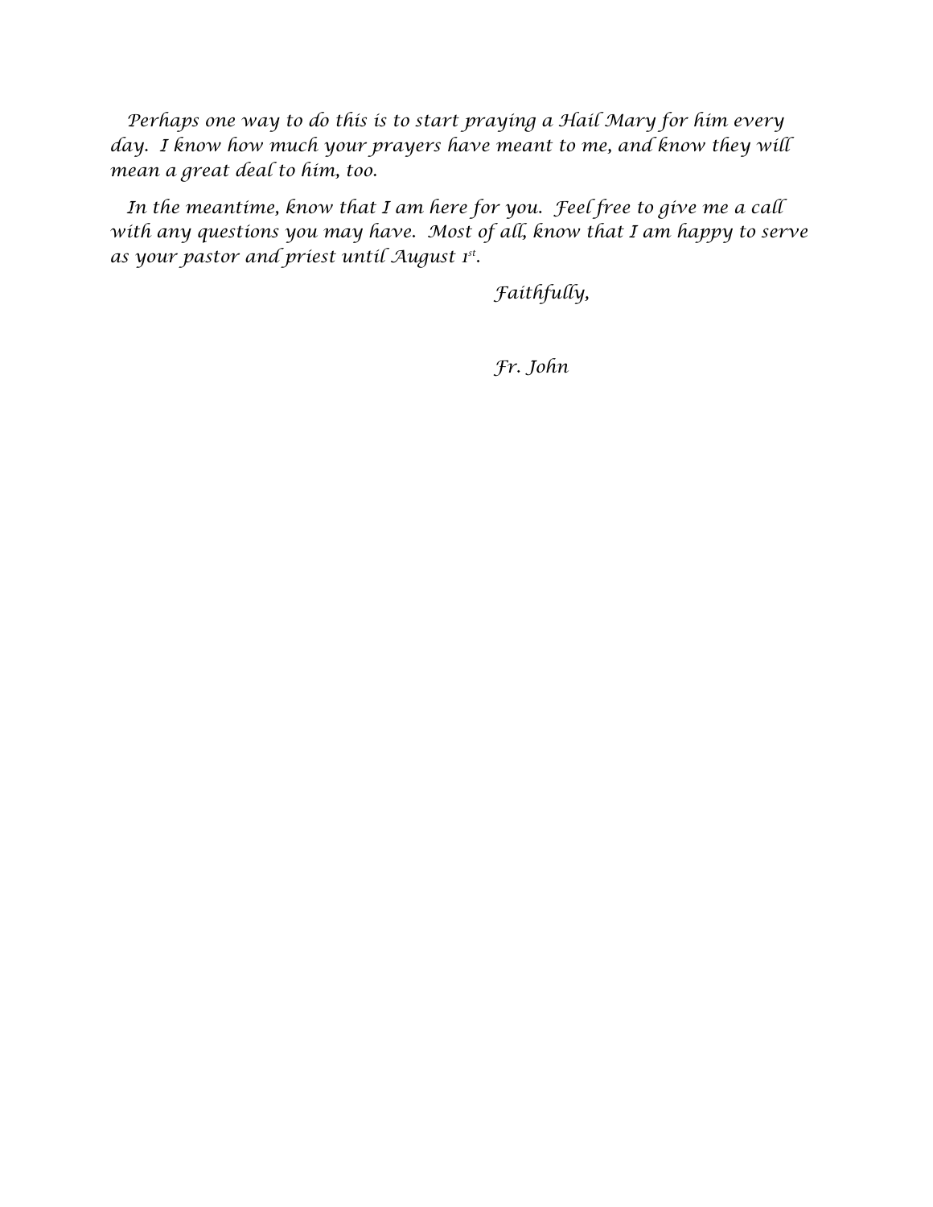*Perhaps one way to do this is to start praying a Hail Mary for him every day. I know how much your prayers have meant to me, and know they will mean a great deal to him, too.*

*In the meantime, know that I am here for you. Feel free to give me a call with any questions you may have. Most of all, know that I am happy to serve as your pastor and priest until August 1st.*

*Faithfully,*

*Fr. John*